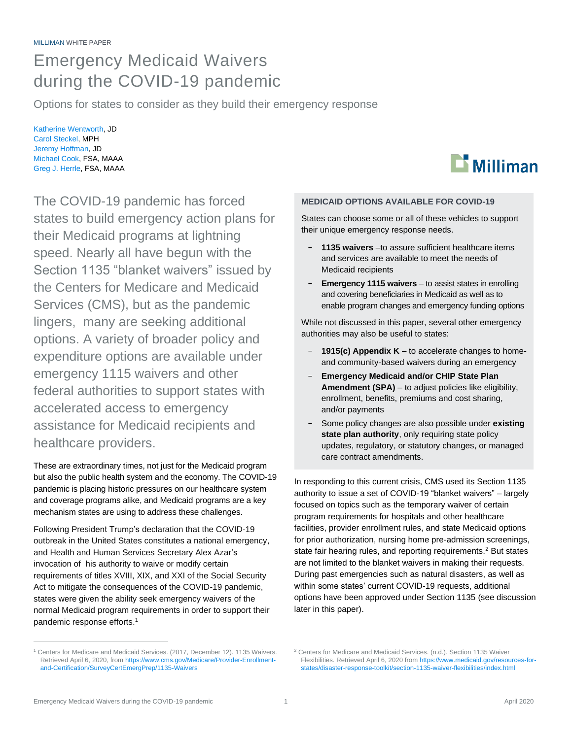MILLIMAN WHITE PAPER

# Emergency Medicaid Waivers during the COVID-19 pandemic

Options for states to consider as they build their emergency response

Katherine Wentworth, JD
Carol Steckel, MPH
Jeremy Hoffman, JD
Michael Cook, FSA, MAAA
Greg J. Herrle, FSA, MAAA

The COVID-19 pandemic has forced states to build emergency action plans for their Medicaid programs at lightning speed. Nearly all have begun with the Section 1135 "blanket waivers" issued by the Centers for Medicare and Medicaid Services (CMS), but as the pandemic lingers, many are seeking additional options. A variety of broader policy and expenditure options are available under emergency 1115 waivers and other federal authorities to support states with accelerated access to emergency assistance for Medicaid recipients and healthcare providers.

These are extraordinary times, not just for the Medicaid program but also the public health system and the economy. The COVID-19 pandemic is placing historic pressures on our healthcare system and coverage programs alike, and Medicaid programs are a key mechanism states are using to address these challenges.

Following President Trump's declaration that the COVID-19 outbreak in the United States constitutes a national emergency, and Health and Human Services Secretary Alex Azar's invocation of his authority to waive or modify certain requirements of titles XVIII, XIX, and XXI of the Social Security Act to mitigate the consequences of the COVID-19 pandemic, states were given the ability seek emergency waivers of the normal Medicaid program requirements in order to support their pandemic response efforts.[1]

### MEDICAID OPTIONS AVAILABLE FOR COVID-19

States can choose some or all of these vehicles to support their unique emergency response needs.

- **1135 waivers** –to assure sufficient healthcare items and services are available to meet the needs of Medicaid recipients
- **Emergency 1115 waivers** – to assist states in enrolling and covering beneficiaries in Medicaid as well as to enable program changes and emergency funding options

While not discussed in this paper, several other emergency authorities may also be useful to states:

- **1915(c) Appendix K** – to accelerate changes to home- and community-based waivers during an emergency
- **Emergency Medicaid and/or CHIP State Plan Amendment (SPA)** – to adjust policies like eligibility, enrollment, benefits, premiums and cost sharing, and/or payments
- Some policy changes are also possible under **existing state plan authority**, only requiring state policy updates, regulatory, or statutory changes, or managed care contract amendments.

In responding to this current crisis, CMS used its Section 1135 authority to issue a set of COVID-19 "blanket waivers" – largely focused on topics such as the temporary waiver of certain program requirements for hospitals and other healthcare facilities, provider enrollment rules, and state Medicaid options for prior authorization, nursing home pre-admission screenings, state fair hearing rules, and reporting requirements.[2] But states are not limited to the blanket waivers in making their requests. During past emergencies such as natural disasters, as well as within some states' current COVID-19 requests, additional options have been approved under Section 1135 (see discussion later in this paper).

---

[1] Centers for Medicare and Medicaid Services. (2017, December 12). 1135 Waivers. Retrieved April 6, 2020, from https://www.cms.gov/Medicare/Provider-Enrollment-and-Certification/SurveyCertEmergPrep/1135-Waivers

[2] Centers for Medicare and Medicaid Services. (n.d.). Section 1135 Waiver Flexibilities. Retrieved April 6, 2020 from https://www.medicaid.gov/resources-for-states/disaster-response-toolkit/section-1135-waiver-flexibilities/index.html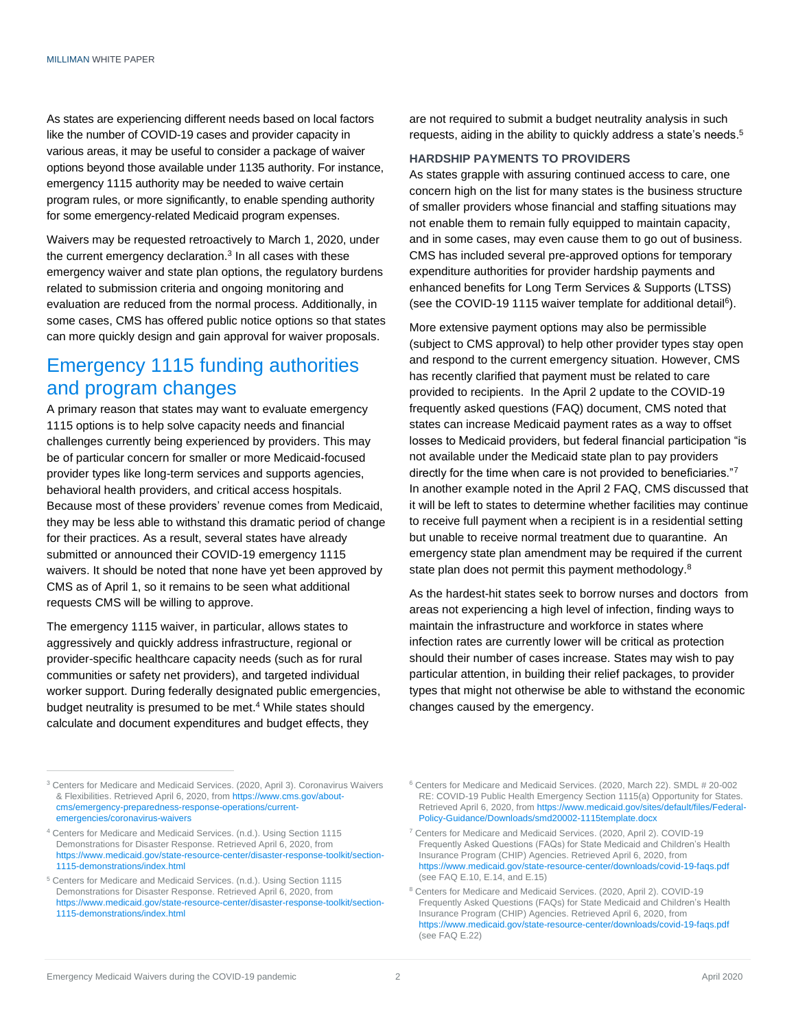As states are experiencing different needs based on local factors like the number of COVID-19 cases and provider capacity in various areas, it may be useful to consider a package of waiver options beyond those available under 1135 authority. For instance, emergency 1115 authority may be needed to waive certain program rules, or more significantly, to enable spending authority for some emergency-related Medicaid program expenses.

Waivers may be requested retroactively to March 1, 2020, under the current emergency declaration.[3] In all cases with these emergency waiver and state plan options, the regulatory burdens related to submission criteria and ongoing monitoring and evaluation are reduced from the normal process. Additionally, in some cases, CMS has offered public notice options so that states can more quickly design and gain approval for waiver proposals.

## Emergency 1115 funding authorities and program changes

A primary reason that states may want to evaluate emergency 1115 options is to help solve capacity needs and financial challenges currently being experienced by providers. This may be of particular concern for smaller or more Medicaid-focused provider types like long-term services and supports agencies, behavioral health providers, and critical access hospitals. Because most of these providers' revenue comes from Medicaid, they may be less able to withstand this dramatic period of change for their practices. As a result, several states have already submitted or announced their COVID-19 emergency 1115 waivers. It should be noted that none have yet been approved by CMS as of April 1, so it remains to be seen what additional requests CMS will be willing to approve.

The emergency 1115 waiver, in particular, allows states to aggressively and quickly address infrastructure, regional or provider-specific healthcare capacity needs (such as for rural communities or safety net providers), and targeted individual worker support. During federally designated public emergencies, budget neutrality is presumed to be met.[4] While states should calculate and document expenditures and budget effects, they are not required to submit a budget neutrality analysis in such requests, aiding in the ability to quickly address a state's needs.[5]

### HARDSHIP PAYMENTS TO PROVIDERS

As states grapple with assuring continued access to care, one concern high on the list for many states is the business structure of smaller providers whose financial and staffing situations may not enable them to remain fully equipped to maintain capacity, and in some cases, may even cause them to go out of business. CMS has included several pre-approved options for temporary expenditure authorities for provider hardship payments and enhanced benefits for Long Term Services & Supports (LTSS) (see the COVID-19 1115 waiver template for additional detail[6]).

More extensive payment options may also be permissible (subject to CMS approval) to help other provider types stay open and respond to the current emergency situation. However, CMS has recently clarified that payment must be related to care provided to recipients. In the April 2 update to the COVID-19 frequently asked questions (FAQ) document, CMS noted that states can increase Medicaid payment rates as a way to offset losses to Medicaid providers, but federal financial participation "is not available under the Medicaid state plan to pay providers directly for the time when care is not provided to beneficiaries."[7] In another example noted in the April 2 FAQ, CMS discussed that it will be left to states to determine whether facilities may continue to receive full payment when a recipient is in a residential setting but unable to receive normal treatment due to quarantine. An emergency state plan amendment may be required if the current state plan does not permit this payment methodology.[8]

As the hardest-hit states seek to borrow nurses and doctors from areas not experiencing a high level of infection, finding ways to maintain the infrastructure and workforce in states where infection rates are currently lower will be critical as protection should their number of cases increase. States may wish to pay particular attention, in building their relief packages, to provider types that might not otherwise be able to withstand the economic changes caused by the emergency.

---

[3] Centers for Medicare and Medicaid Services. (2020, April 3). Coronavirus Waivers & Flexibilities. Retrieved April 6, 2020, from https://www.cms.gov/about-cms/emergency-preparedness-response-operations/current-emergencies/coronavirus-waivers

[4] Centers for Medicare and Medicaid Services. (n.d.). Using Section 1115 Demonstrations for Disaster Response. Retrieved April 6, 2020, from https://www.medicaid.gov/state-resource-center/disaster-response-toolkit/section-1115-demonstrations/index.html

[5] Centers for Medicare and Medicaid Services. (n.d.). Using Section 1115 Demonstrations for Disaster Response. Retrieved April 6, 2020, from https://www.medicaid.gov/state-resource-center/disaster-response-toolkit/section-1115-demonstrations/index.html

[6] Centers for Medicare and Medicaid Services. (2020, March 22). SMDL # 20-002 RE: COVID-19 Public Health Emergency Section 1115(a) Opportunity for States. Retrieved April 6, 2020, from https://www.medicaid.gov/sites/default/files/Federal-Policy-Guidance/Downloads/smd20002-1115template.docx

[7] Centers for Medicare and Medicaid Services. (2020, April 2). COVID-19 Frequently Asked Questions (FAQs) for State Medicaid and Children's Health Insurance Program (CHIP) Agencies. Retrieved April 6, 2020, from https://www.medicaid.gov/state-resource-center/downloads/covid-19-faqs.pdf (see FAQ E.10, E.14, and E.15)

[8] Centers for Medicare and Medicaid Services. (2020, April 2). COVID-19 Frequently Asked Questions (FAQs) for State Medicaid and Children's Health Insurance Program (CHIP) Agencies. Retrieved April 6, 2020, from https://www.medicaid.gov/state-resource-center/downloads/covid-19-faqs.pdf (see FAQ E.22)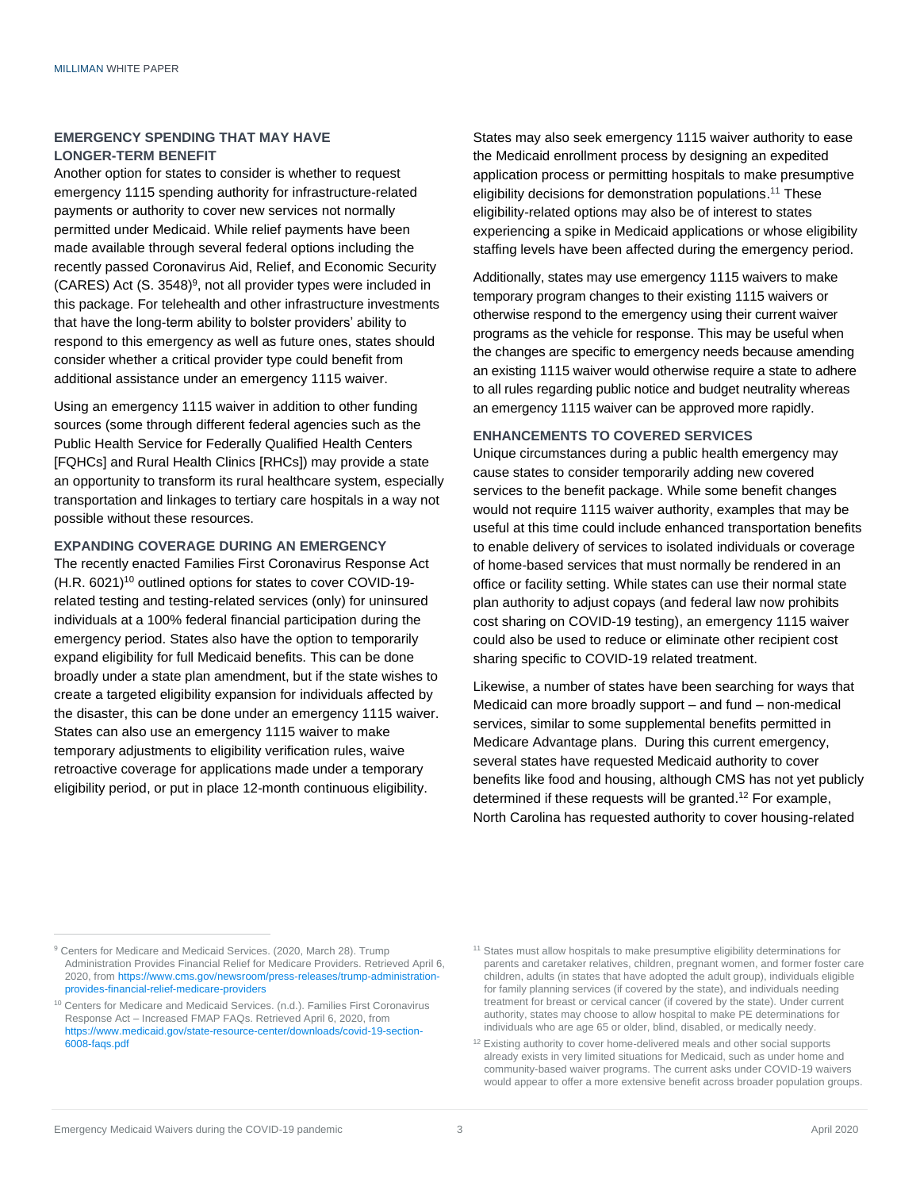## EMERGENCY SPENDING THAT MAY HAVE LONGER-TERM BENEFIT

Another option for states to consider is whether to request emergency 1115 spending authority for infrastructure-related payments or authority to cover new services not normally permitted under Medicaid. While relief payments have been made available through several federal options including the recently passed Coronavirus Aid, Relief, and Economic Security (CARES) Act (S. 3548)[9], not all provider types were included in this package. For telehealth and other infrastructure investments that have the long-term ability to bolster providers' ability to respond to this emergency as well as future ones, states should consider whether a critical provider type could benefit from additional assistance under an emergency 1115 waiver.

Using an emergency 1115 waiver in addition to other funding sources (some through different federal agencies such as the Public Health Service for Federally Qualified Health Centers [FQHCs] and Rural Health Clinics [RHCs]) may provide a state an opportunity to transform its rural healthcare system, especially transportation and linkages to tertiary care hospitals in a way not possible without these resources.

## EXPANDING COVERAGE DURING AN EMERGENCY

The recently enacted Families First Coronavirus Response Act (H.R. 6021)[10] outlined options for states to cover COVID-19-related testing and testing-related services (only) for uninsured individuals at a 100% federal financial participation during the emergency period. States also have the option to temporarily expand eligibility for full Medicaid benefits. This can be done broadly under a state plan amendment, but if the state wishes to create a targeted eligibility expansion for individuals affected by the disaster, this can be done under an emergency 1115 waiver. States can also use an emergency 1115 waiver to make temporary adjustments to eligibility verification rules, waive retroactive coverage for applications made under a temporary eligibility period, or put in place 12-month continuous eligibility.

States may also seek emergency 1115 waiver authority to ease the Medicaid enrollment process by designing an expedited application process or permitting hospitals to make presumptive eligibility decisions for demonstration populations.[11] These eligibility-related options may also be of interest to states experiencing a spike in Medicaid applications or whose eligibility staffing levels have been affected during the emergency period.

Additionally, states may use emergency 1115 waivers to make temporary program changes to their existing 1115 waivers or otherwise respond to the emergency using their current waiver programs as the vehicle for response. This may be useful when the changes are specific to emergency needs because amending an existing 1115 waiver would otherwise require a state to adhere to all rules regarding public notice and budget neutrality whereas an emergency 1115 waiver can be approved more rapidly.

## ENHANCEMENTS TO COVERED SERVICES

Unique circumstances during a public health emergency may cause states to consider temporarily adding new covered services to the benefit package. While some benefit changes would not require 1115 waiver authority, examples that may be useful at this time could include enhanced transportation benefits to enable delivery of services to isolated individuals or coverage of home-based services that must normally be rendered in an office or facility setting. While states can use their normal state plan authority to adjust copays (and federal law now prohibits cost sharing on COVID-19 testing), an emergency 1115 waiver could also be used to reduce or eliminate other recipient cost sharing specific to COVID-19 related treatment.

Likewise, a number of states have been searching for ways that Medicaid can more broadly support – and fund – non-medical services, similar to some supplemental benefits permitted in Medicare Advantage plans. During this current emergency, several states have requested Medicaid authority to cover benefits like food and housing, although CMS has not yet publicly determined if these requests will be granted.[12] For example, North Carolina has requested authority to cover housing-related

---

[9] Centers for Medicare and Medicaid Services. (2020, March 28). Trump Administration Provides Financial Relief for Medicare Providers. Retrieved April 6, 2020, from https://www.cms.gov/newsroom/press-releases/trump-administration-provides-financial-relief-medicare-providers

[10] Centers for Medicare and Medicaid Services. (n.d.). Families First Coronavirus Response Act – Increased FMAP FAQs. Retrieved April 6, 2020, from https://www.medicaid.gov/state-resource-center/downloads/covid-19-section-6008-faqs.pdf

[11] States must allow hospitals to make presumptive eligibility determinations for parents and caretaker relatives, children, pregnant women, and former foster care children, adults (in states that have adopted the adult group), individuals eligible for family planning services (if covered by the state), and individuals needing treatment for breast or cervical cancer (if covered by the state). Under current authority, states may choose to allow hospital to make PE determinations for individuals who are age 65 or older, blind, disabled, or medically needy.

[12] Existing authority to cover home-delivered meals and other social supports already exists in very limited situations for Medicaid, such as under home and community-based waiver programs. The current asks under COVID-19 waivers would appear to offer a more extensive benefit across broader population groups.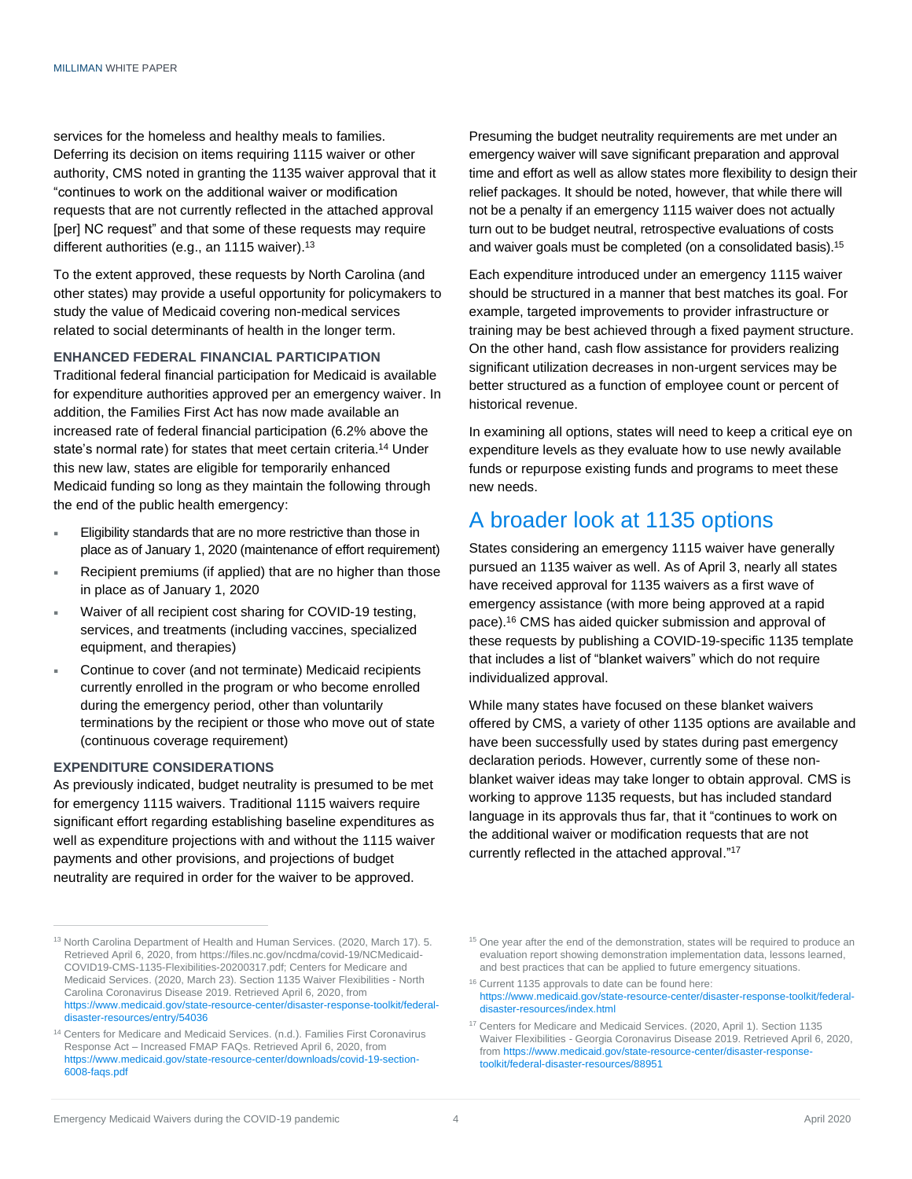services for the homeless and healthy meals to families. Deferring its decision on items requiring 1115 waiver or other authority, CMS noted in granting the 1135 waiver approval that it "continues to work on the additional waiver or modification requests that are not currently reflected in the attached approval [per] NC request" and that some of these requests may require different authorities (e.g., an 1115 waiver).[13]

To the extent approved, these requests by North Carolina (and other states) may provide a useful opportunity for policymakers to study the value of Medicaid covering non-medical services related to social determinants of health in the longer term.

### ENHANCED FEDERAL FINANCIAL PARTICIPATION

Traditional federal financial participation for Medicaid is available for expenditure authorities approved per an emergency waiver. In addition, the Families First Act has now made available an increased rate of federal financial participation (6.2% above the state's normal rate) for states that meet certain criteria.[14] Under this new law, states are eligible for temporarily enhanced Medicaid funding so long as they maintain the following through the end of the public health emergency:

- Eligibility standards that are no more restrictive than those in place as of January 1, 2020 (maintenance of effort requirement)
- Recipient premiums (if applied) that are no higher than those in place as of January 1, 2020
- Waiver of all recipient cost sharing for COVID-19 testing, services, and treatments (including vaccines, specialized equipment, and therapies)
- Continue to cover (and not terminate) Medicaid recipients currently enrolled in the program or who become enrolled during the emergency period, other than voluntarily terminations by the recipient or those who move out of state (continuous coverage requirement)

### EXPENDITURE CONSIDERATIONS

As previously indicated, budget neutrality is presumed to be met for emergency 1115 waivers. Traditional 1115 waivers require significant effort regarding establishing baseline expenditures as well as expenditure projections with and without the 1115 waiver payments and other provisions, and projections of budget neutrality are required in order for the waiver to be approved.

Presuming the budget neutrality requirements are met under an emergency waiver will save significant preparation and approval time and effort as well as allow states more flexibility to design their relief packages. It should be noted, however, that while there will not be a penalty if an emergency 1115 waiver does not actually turn out to be budget neutral, retrospective evaluations of costs and waiver goals must be completed (on a consolidated basis).[15]

Each expenditure introduced under an emergency 1115 waiver should be structured in a manner that best matches its goal. For example, targeted improvements to provider infrastructure or training may be best achieved through a fixed payment structure. On the other hand, cash flow assistance for providers realizing significant utilization decreases in non-urgent services may be better structured as a function of employee count or percent of historical revenue.

In examining all options, states will need to keep a critical eye on expenditure levels as they evaluate how to use newly available funds or repurpose existing funds and programs to meet these new needs.

## A broader look at 1135 options

States considering an emergency 1115 waiver have generally pursued an 1135 waiver as well. As of April 3, nearly all states have received approval for 1135 waivers as a first wave of emergency assistance (with more being approved at a rapid pace).[16] CMS has aided quicker submission and approval of these requests by publishing a COVID-19-specific 1135 template that includes a list of "blanket waivers" which do not require individualized approval.

While many states have focused on these blanket waivers offered by CMS, a variety of other 1135 options are available and have been successfully used by states during past emergency declaration periods. However, currently some of these non-blanket waiver ideas may take longer to obtain approval. CMS is working to approve 1135 requests, but has included standard language in its approvals thus far, that it "continues to work on the additional waiver or modification requests that are not currently reflected in the attached approval."[17]

---

[13] North Carolina Department of Health and Human Services. (2020, March 17). 5. Retrieved April 6, 2020, from https://files.nc.gov/ncdma/covid-19/NCMedicaid-COVID19-CMS-1135-Flexibilities-20200317.pdf; Centers for Medicare and Medicaid Services. (2020, March 23). Section 1135 Waiver Flexibilities - North Carolina Coronavirus Disease 2019. Retrieved April 6, 2020, from https://www.medicaid.gov/state-resource-center/disaster-response-toolkit/federal-disaster-resources/entry/54036

[14] Centers for Medicare and Medicaid Services. (n.d.). Families First Coronavirus Response Act – Increased FMAP FAQs. Retrieved April 6, 2020, from https://www.medicaid.gov/state-resource-center/downloads/covid-19-section-6008-faqs.pdf

[15] One year after the end of the demonstration, states will be required to produce an evaluation report showing demonstration implementation data, lessons learned, and best practices that can be applied to future emergency situations.

[16] Current 1135 approvals to date can be found here: https://www.medicaid.gov/state-resource-center/disaster-response-toolkit/federal-disaster-resources/index.html

[17] Centers for Medicare and Medicaid Services. (2020, April 1). Section 1135 Waiver Flexibilities - Georgia Coronavirus Disease 2019. Retrieved April 6, 2020, from https://www.medicaid.gov/state-resource-center/disaster-response-toolkit/federal-disaster-resources/88951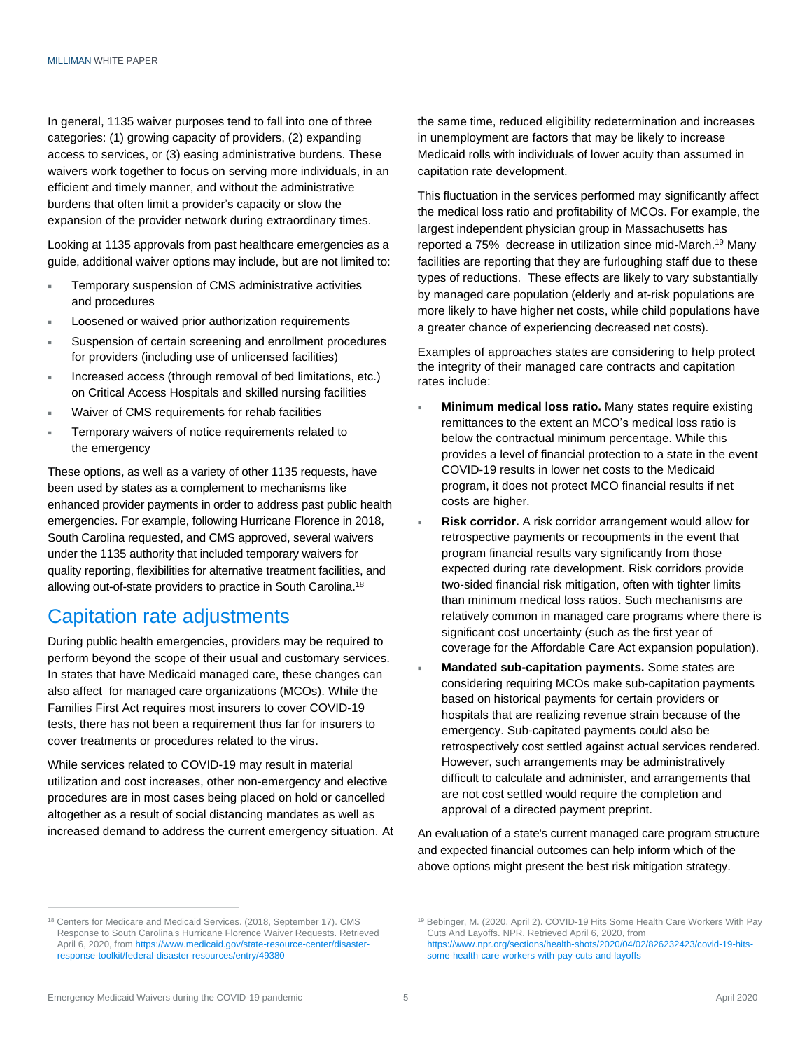In general, 1135 waiver purposes tend to fall into one of three categories: (1) growing capacity of providers, (2) expanding access to services, or (3) easing administrative burdens. These waivers work together to focus on serving more individuals, in an efficient and timely manner, and without the administrative burdens that often limit a provider's capacity or slow the expansion of the provider network during extraordinary times.

Looking at 1135 approvals from past healthcare emergencies as a guide, additional waiver options may include, but are not limited to:

- Temporary suspension of CMS administrative activities and procedures
- Loosened or waived prior authorization requirements
- Suspension of certain screening and enrollment procedures for providers (including use of unlicensed facilities)
- Increased access (through removal of bed limitations, etc.) on Critical Access Hospitals and skilled nursing facilities
- Waiver of CMS requirements for rehab facilities
- Temporary waivers of notice requirements related to the emergency

These options, as well as a variety of other 1135 requests, have been used by states as a complement to mechanisms like enhanced provider payments in order to address past public health emergencies. For example, following Hurricane Florence in 2018, South Carolina requested, and CMS approved, several waivers under the 1135 authority that included temporary waivers for quality reporting, flexibilities for alternative treatment facilities, and allowing out-of-state providers to practice in South Carolina.[18]

## Capitation rate adjustments

During public health emergencies, providers may be required to perform beyond the scope of their usual and customary services. In states that have Medicaid managed care, these changes can also affect for managed care organizations (MCOs). While the Families First Act requires most insurers to cover COVID-19 tests, there has not been a requirement thus far for insurers to cover treatments or procedures related to the virus.

While services related to COVID-19 may result in material utilization and cost increases, other non-emergency and elective procedures are in most cases being placed on hold or cancelled altogether as a result of social distancing mandates as well as increased demand to address the current emergency situation. At the same time, reduced eligibility redetermination and increases in unemployment are factors that may be likely to increase Medicaid rolls with individuals of lower acuity than assumed in capitation rate development.

This fluctuation in the services performed may significantly affect the medical loss ratio and profitability of MCOs. For example, the largest independent physician group in Massachusetts has reported a 75% decrease in utilization since mid-March.[19] Many facilities are reporting that they are furloughing staff due to these types of reductions. These effects are likely to vary substantially by managed care population (elderly and at-risk populations are more likely to have higher net costs, while child populations have a greater chance of experiencing decreased net costs).

Examples of approaches states are considering to help protect the integrity of their managed care contracts and capitation rates include:

- **Minimum medical loss ratio.** Many states require existing remittances to the extent an MCO's medical loss ratio is below the contractual minimum percentage. While this provides a level of financial protection to a state in the event COVID-19 results in lower net costs to the Medicaid program, it does not protect MCO financial results if net costs are higher.
- **Risk corridor.** A risk corridor arrangement would allow for retrospective payments or recoupments in the event that program financial results vary significantly from those expected during rate development. Risk corridors provide two-sided financial risk mitigation, often with tighter limits than minimum medical loss ratios. Such mechanisms are relatively common in managed care programs where there is significant cost uncertainty (such as the first year of coverage for the Affordable Care Act expansion population).
- **Mandated sub-capitation payments.** Some states are considering requiring MCOs make sub-capitation payments based on historical payments for certain providers or hospitals that are realizing revenue strain because of the emergency. Sub-capitated payments could also be retrospectively cost settled against actual services rendered. However, such arrangements may be administratively difficult to calculate and administer, and arrangements that are not cost settled would require the completion and approval of a directed payment preprint.

An evaluation of a state's current managed care program structure and expected financial outcomes can help inform which of the above options might present the best risk mitigation strategy.

[18] Centers for Medicare and Medicaid Services. (2018, September 17). CMS Response to South Carolina's Hurricane Florence Waiver Requests. Retrieved April 6, 2020, from https://www.medicaid.gov/state-resource-center/disaster-response-toolkit/federal-disaster-resources/entry/49380

[19] Bebinger, M. (2020, April 2). COVID-19 Hits Some Health Care Workers With Pay Cuts And Layoffs. NPR. Retrieved April 6, 2020, from https://www.npr.org/sections/health-shots/2020/04/02/826232423/covid-19-hits-some-health-care-workers-with-pay-cuts-and-layoffs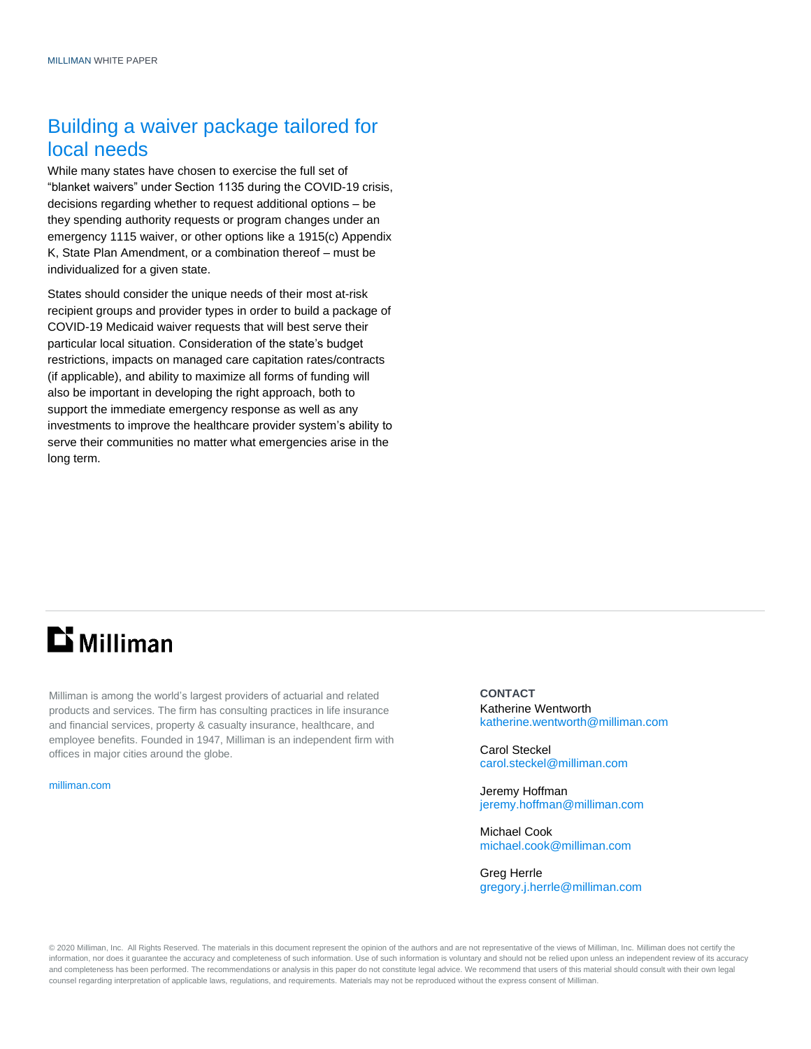## Building a waiver package tailored for local needs

While many states have chosen to exercise the full set of "blanket waivers" under Section 1135 during the COVID-19 crisis, decisions regarding whether to request additional options – be they spending authority requests or program changes under an emergency 1115 waiver, or other options like a 1915(c) Appendix K, State Plan Amendment, or a combination thereof – must be individualized for a given state.

States should consider the unique needs of their most at-risk recipient groups and provider types in order to build a package of COVID-19 Medicaid waiver requests that will best serve their particular local situation. Consideration of the state's budget restrictions, impacts on managed care capitation rates/contracts (if applicable), and ability to maximize all forms of funding will also be important in developing the right approach, both to support the immediate emergency response as well as any investments to improve the healthcare provider system's ability to serve their communities no matter what emergencies arise in the long term.

---

**Milliman**

Milliman is among the world's largest providers of actuarial and related products and services. The firm has consulting practices in life insurance and financial services, property & casualty insurance, healthcare, and employee benefits. Founded in 1947, Milliman is an independent firm with offices in major cities around the globe.

milliman.com

**CONTACT**

Katherine Wentworth
katherine.wentworth@milliman.com

Carol Steckel
carol.steckel@milliman.com

Jeremy Hoffman
jeremy.hoffman@milliman.com

Michael Cook
michael.cook@milliman.com

Greg Herrle
gregory.j.herrle@milliman.com

© 2020 Milliman, Inc. All Rights Reserved. The materials in this document represent the opinion of the authors and are not representative of the views of Milliman, Inc. Milliman does not certify the information, nor does it guarantee the accuracy and completeness of such information. Use of such information is voluntary and should not be relied upon unless an independent review of its accuracy and completeness has been performed. The recommendations or analysis in this paper do not constitute legal advice. We recommend that users of this material should consult with their own legal counsel regarding interpretation of applicable laws, regulations, and requirements. Materials may not be reproduced without the express consent of Milliman.